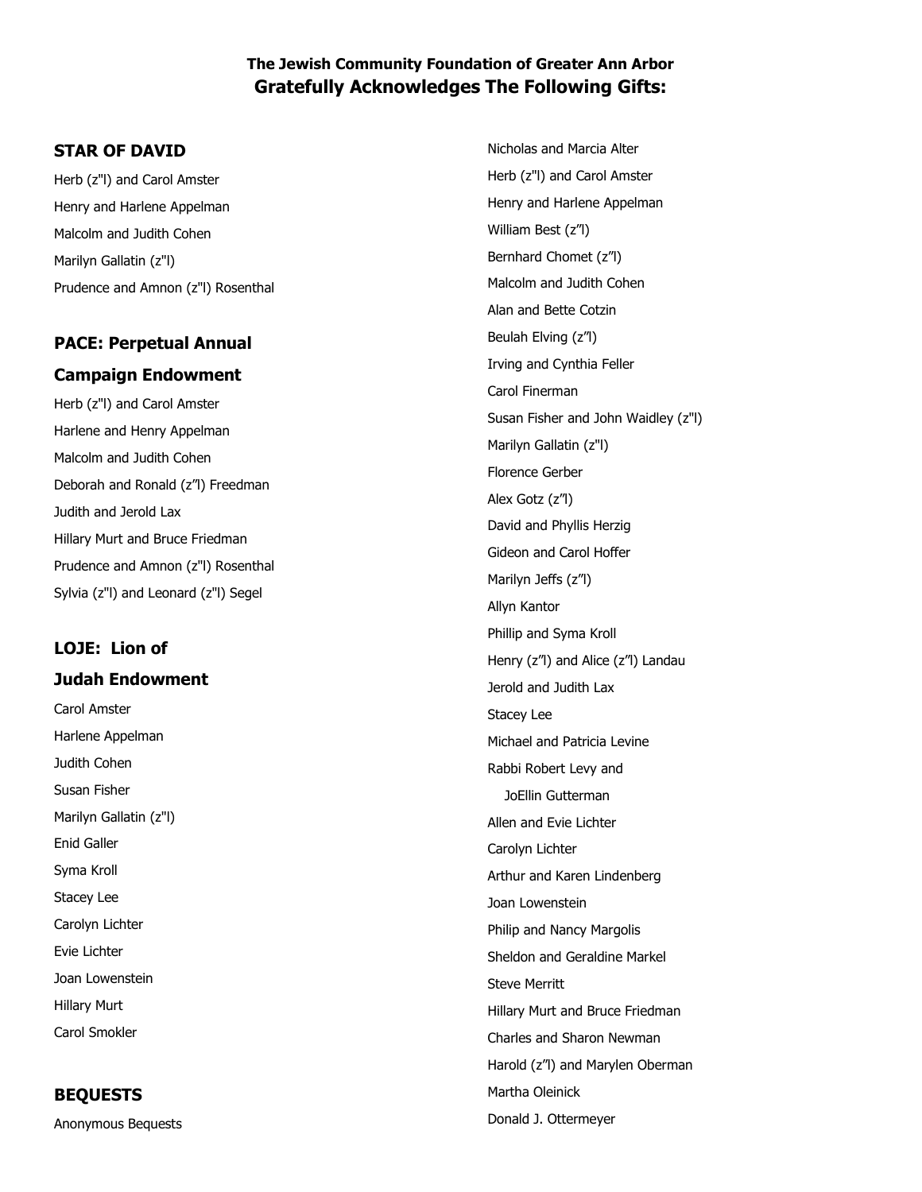**The Jewish Community Foundation of Greater Ann Arbor**
**Gratefully Acknowledges The Following Gifts:**

## STAR OF DAVID

Herb (z"l) and Carol Amster

Henry and Harlene Appelman

Malcolm and Judith Cohen

Marilyn Gallatin (z"l)

Prudence and Amnon (z"l) Rosenthal

## PACE: Perpetual Annual Campaign Endowment

Herb (z"l) and Carol Amster

Harlene and Henry Appelman

Malcolm and Judith Cohen

Deborah and Ronald (z"l) Freedman

Judith and Jerold Lax

Hillary Murt and Bruce Friedman

Prudence and Amnon (z"l) Rosenthal

Sylvia (z"l) and Leonard (z"l) Segel

## LOJE: Lion of Judah Endowment

Carol Amster

Harlene Appelman

Judith Cohen

Susan Fisher

Marilyn Gallatin (z"l)

Enid Galler

Syma Kroll

Stacey Lee

Carolyn Lichter

Evie Lichter

Joan Lowenstein

Hillary Murt

Carol Smokler

## BEQUESTS

Anonymous Bequests

Nicholas and Marcia Alter

Herb (z"l) and Carol Amster

Henry and Harlene Appelman

William Best (z"l)

Bernhard Chomet (z"l)

Malcolm and Judith Cohen

Alan and Bette Cotzin

Beulah Elving (z"l)

Irving and Cynthia Feller

Carol Finerman

Susan Fisher and John Waidley (z"l)

Marilyn Gallatin (z"l)

Florence Gerber

Alex Gotz (z"l)

David and Phyllis Herzig

Gideon and Carol Hoffer

Marilyn Jeffs (z"l)

Allyn Kantor

Phillip and Syma Kroll

Henry (z"l) and Alice (z"l) Landau

Jerold and Judith Lax

Stacey Lee

Michael and Patricia Levine

Rabbi Robert Levy and JoEllin Gutterman

Allen and Evie Lichter

Carolyn Lichter

Arthur and Karen Lindenberg

Joan Lowenstein

Philip and Nancy Margolis

Sheldon and Geraldine Markel

Steve Merritt

Hillary Murt and Bruce Friedman

Charles and Sharon Newman

Harold (z"l) and Marylen Oberman

Martha Oleinick

Donald J. Ottermeyer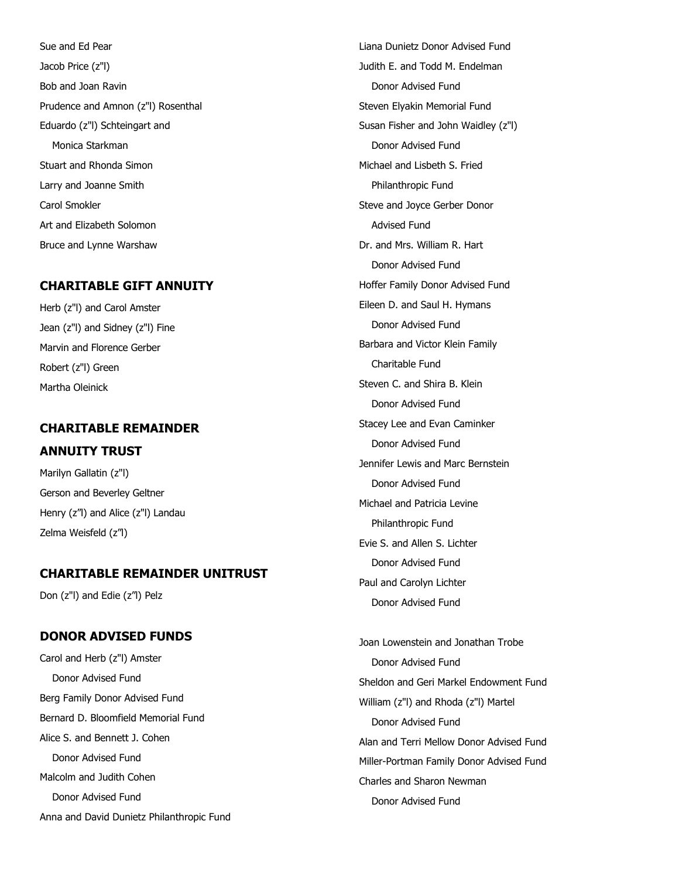Sue and Ed Pear

Jacob Price (z"l)

Bob and Joan Ravin

Prudence and Amnon (z"l) Rosenthal

Eduardo (z"l) Schteingart and Monica Starkman

Stuart and Rhonda Simon

Larry and Joanne Smith

Carol Smokler

Art and Elizabeth Solomon

Bruce and Lynne Warshaw

## CHARITABLE GIFT ANNUITY

Herb (z"l) and Carol Amster

Jean (z"l) and Sidney (z"l) Fine

Marvin and Florence Gerber

Robert (z"l) Green

Martha Oleinick

## CHARITABLE REMAINDER ANNUITY TRUST

Marilyn Gallatin (z"l)

Gerson and Beverley Geltner

Henry (z″l) and Alice (z"l) Landau

Zelma Weisfeld (z″l)

## CHARITABLE REMAINDER UNITRUST

Don (z"l) and Edie (z″l) Pelz

## DONOR ADVISED FUNDS

Carol and Herb (z"l) Amster Donor Advised Fund

Berg Family Donor Advised Fund

Bernard D. Bloomfield Memorial Fund

Alice S. and Bennett J. Cohen Donor Advised Fund

Malcolm and Judith Cohen Donor Advised Fund

Anna and David Dunietz Philanthropic Fund

Liana Dunietz Donor Advised Fund

Judith E. and Todd M. Endelman Donor Advised Fund

Steven Elyakin Memorial Fund

Susan Fisher and John Waidley (z"l) Donor Advised Fund

Michael and Lisbeth S. Fried Philanthropic Fund

Steve and Joyce Gerber Donor Advised Fund

Dr. and Mrs. William R. Hart Donor Advised Fund

Hoffer Family Donor Advised Fund

Eileen D. and Saul H. Hymans Donor Advised Fund

Barbara and Victor Klein Family Charitable Fund

Steven C. and Shira B. Klein Donor Advised Fund

Stacey Lee and Evan Caminker Donor Advised Fund

Jennifer Lewis and Marc Bernstein Donor Advised Fund

Michael and Patricia Levine Philanthropic Fund

Evie S. and Allen S. Lichter Donor Advised Fund

Paul and Carolyn Lichter Donor Advised Fund

Joan Lowenstein and Jonathan Trobe Donor Advised Fund

Sheldon and Geri Markel Endowment Fund

William (z"l) and Rhoda (z"l) Martel Donor Advised Fund

Alan and Terri Mellow Donor Advised Fund

Miller-Portman Family Donor Advised Fund

Charles and Sharon Newman Donor Advised Fund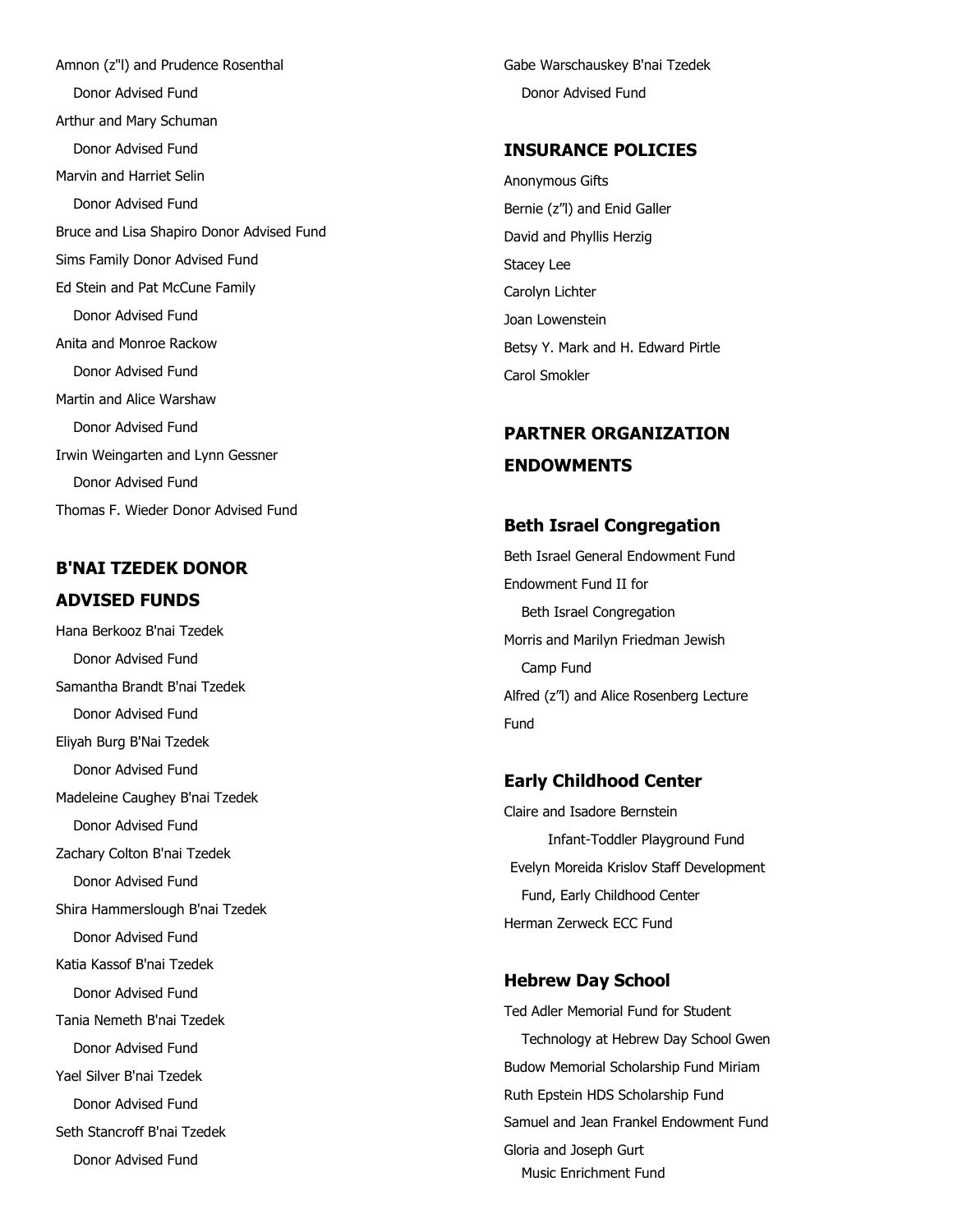Amnon (z"l) and Prudence Rosenthal Donor Advised Fund

Arthur and Mary Schuman Donor Advised Fund

Marvin and Harriet Selin Donor Advised Fund

Bruce and Lisa Shapiro Donor Advised Fund

Sims Family Donor Advised Fund

Ed Stein and Pat McCune Family Donor Advised Fund

Anita and Monroe Rackow Donor Advised Fund

Martin and Alice Warshaw Donor Advised Fund

Irwin Weingarten and Lynn Gessner Donor Advised Fund

Thomas F. Wieder Donor Advised Fund

## B'NAI TZEDEK DONOR ADVISED FUNDS

Hana Berkooz B'nai Tzedek Donor Advised Fund

Samantha Brandt B'nai Tzedek Donor Advised Fund

Eliyah Burg B'Nai Tzedek Donor Advised Fund

Madeleine Caughey B'nai Tzedek Donor Advised Fund

Zachary Colton B'nai Tzedek Donor Advised Fund

Shira Hammerslough B'nai Tzedek Donor Advised Fund

Katia Kassof B'nai Tzedek Donor Advised Fund

Tania Nemeth B'nai Tzedek Donor Advised Fund

Yael Silver B'nai Tzedek Donor Advised Fund

Seth Stancroff B'nai Tzedek Donor Advised Fund

Gabe Warschauskey B'nai Tzedek Donor Advised Fund

## INSURANCE POLICIES

Anonymous Gifts

Bernie (z"l) and Enid Galler

David and Phyllis Herzig

Stacey Lee

Carolyn Lichter

Joan Lowenstein

Betsy Y. Mark and H. Edward Pirtle

Carol Smokler

## PARTNER ORGANIZATION ENDOWMENTS

### Beth Israel Congregation

Beth Israel General Endowment Fund

Endowment Fund II for Beth Israel Congregation

Morris and Marilyn Friedman Jewish Camp Fund

Alfred (z"l) and Alice Rosenberg Lecture Fund

### Early Childhood Center

Claire and Isadore Bernstein Infant-Toddler Playground Fund

Evelyn Moreida Krislov Staff Development Fund, Early Childhood Center

Herman Zerweck ECC Fund

### Hebrew Day School

Ted Adler Memorial Fund for Student Technology at Hebrew Day School Gwen

Budow Memorial Scholarship Fund Miriam

Ruth Epstein HDS Scholarship Fund

Samuel and Jean Frankel Endowment Fund

Gloria and Joseph Gurt Music Enrichment Fund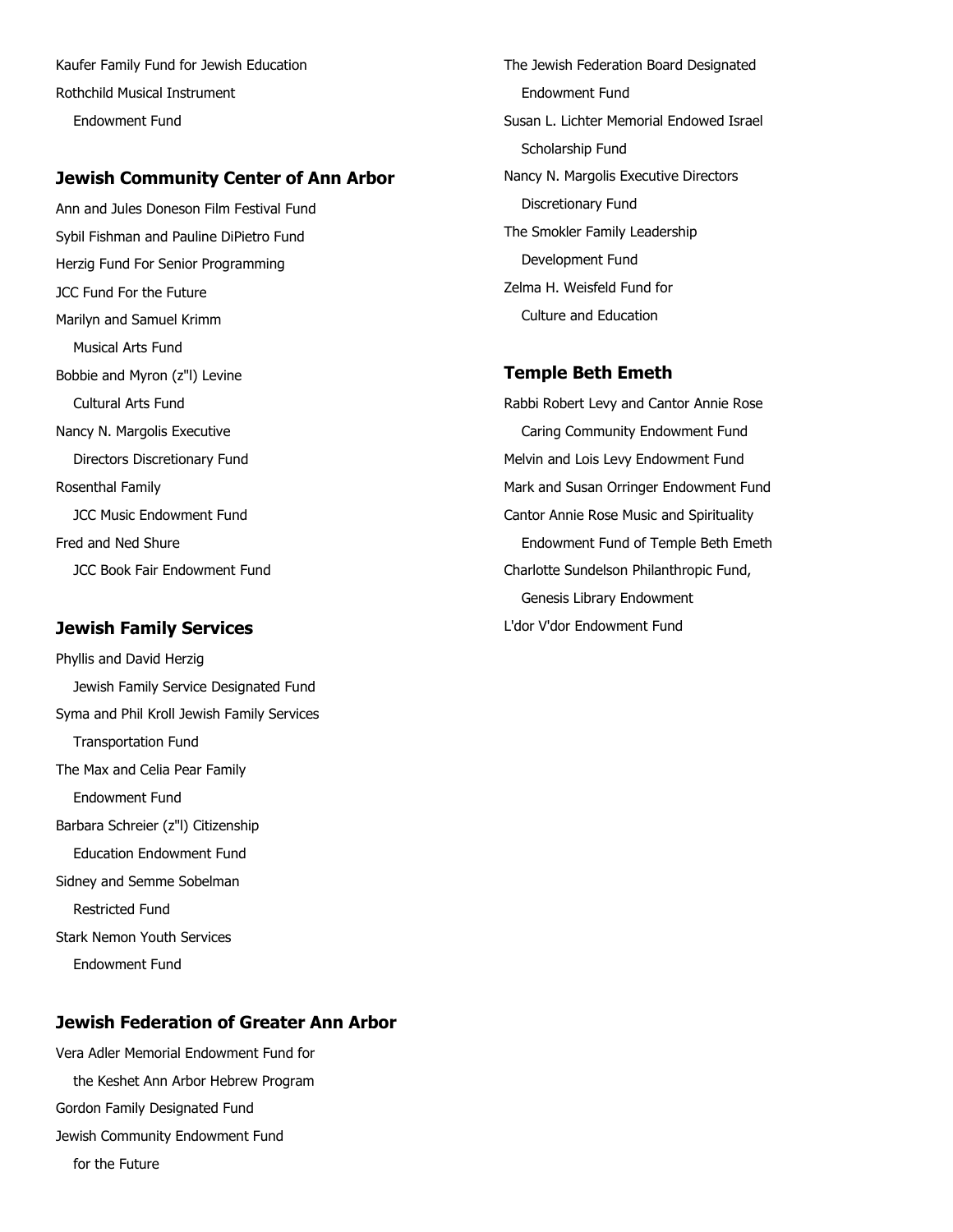Kaufer Family Fund for Jewish Education

Rothchild Musical Instrument Endowment Fund

## Jewish Community Center of Ann Arbor

Ann and Jules Doneson Film Festival Fund

Sybil Fishman and Pauline DiPietro Fund

Herzig Fund For Senior Programming

JCC Fund For the Future

Marilyn and Samuel Krimm Musical Arts Fund

Bobbie and Myron (z"l) Levine Cultural Arts Fund

Nancy N. Margolis Executive Directors Discretionary Fund

Rosenthal Family JCC Music Endowment Fund

Fred and Ned Shure JCC Book Fair Endowment Fund

## Jewish Family Services

Phyllis and David Herzig Jewish Family Service Designated Fund

Syma and Phil Kroll Jewish Family Services Transportation Fund

The Max and Celia Pear Family Endowment Fund

Barbara Schreier (z"l) Citizenship Education Endowment Fund

Sidney and Semme Sobelman Restricted Fund

Stark Nemon Youth Services Endowment Fund

## Jewish Federation of Greater Ann Arbor

Vera Adler Memorial Endowment Fund for the Keshet Ann Arbor Hebrew Program

Gordon Family Designated Fund

Jewish Community Endowment Fund for the Future

The Jewish Federation Board Designated Endowment Fund

Susan L. Lichter Memorial Endowed Israel Scholarship Fund

Nancy N. Margolis Executive Directors Discretionary Fund

The Smokler Family Leadership Development Fund

Zelma H. Weisfeld Fund for Culture and Education

## Temple Beth Emeth

Rabbi Robert Levy and Cantor Annie Rose Caring Community Endowment Fund

Melvin and Lois Levy Endowment Fund

Mark and Susan Orringer Endowment Fund

Cantor Annie Rose Music and Spirituality Endowment Fund of Temple Beth Emeth

Charlotte Sundelson Philanthropic Fund, Genesis Library Endowment

L'dor V'dor Endowment Fund